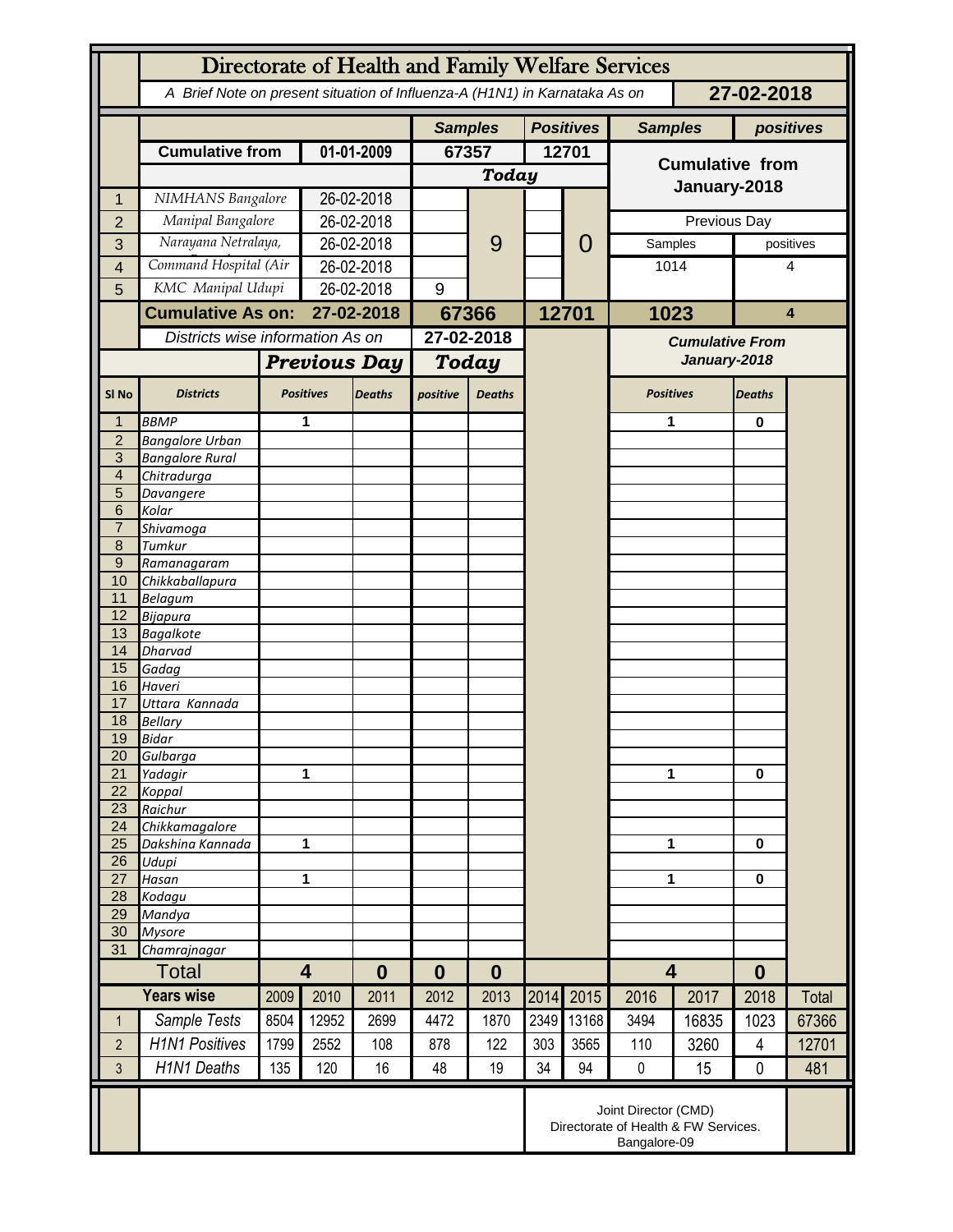# Directorate of Health and Family Welfare Services

*A Brief Note on present situation of Influenza-A (H1N1) in Karnataka As on* **27-02-2018**

| | | | Samples | | Positives | | Samples | positives |
|---|---|---|---|---|---|---|---|---|
| | **Cumulative from** | **01-01-2009** | **67357** | | **12701** | | **Cumulative from January-2018** | |
| | | | ***Today*** | | | | | |
| 1 | *NIMHANS Bangalore* | 26-02-2018 | | 9 | | 0 | | |
| 2 | *Manipal Bangalore* | 26-02-2018 | | | | | Previous Day | |
| 3 | *Narayana Netralaya,* | 26-02-2018 | | | | | Samples | positives |
| 4 | *Command Hospital (Air* | 26-02-2018 | | | | | 1014 | 4 |
| 5 | *KMC Manipal Udupi* | 26-02-2018 | 9 | | | | | |
| | **Cumulative As on:** | **27-02-2018** | **67366** | | **12701** | | **1023** | **4** |

| | *Districts wise information As on* | | | **27-02-2018** | | *Cumulative From January-2018* | |
|---|---|---|---|---|---|---|---|
| | | ***Previous Day*** | | ***Today*** | | | |
| **Sl No** | ***Districts*** | ***Positives*** | ***Deaths*** | ***positive*** | ***Deaths*** | ***Positives*** | ***Deaths*** |
| 1 | *BBMP* | 1 | | | | 1 | 0 |
| 2 | *Bangalore Urban* | | | | | | |
| 3 | *Bangalore Rural* | | | | | | |
| 4 | *Chitradurga* | | | | | | |
| 5 | *Davangere* | | | | | | |
| 6 | *Kolar* | | | | | | |
| 7 | *Shivamoga* | | | | | | |
| 8 | *Tumkur* | | | | | | |
| 9 | *Ramanagaram* | | | | | | |
| 10 | *Chikkaballapura* | | | | | | |
| 11 | *Belagum* | | | | | | |
| 12 | *Bijapura* | | | | | | |
| 13 | *Bagalkote* | | | | | | |
| 14 | *Dharvad* | | | | | | |
| 15 | *Gadag* | | | | | | |
| 16 | *Haveri* | | | | | | |
| 17 | *Uttara Kannada* | | | | | | |
| 18 | *Bellary* | | | | | | |
| 19 | *Bidar* | | | | | | |
| 20 | *Gulbarga* | | | | | | |
| 21 | *Yadagir* | 1 | | | | 1 | 0 |
| 22 | *Koppal* | | | | | | |
| 23 | *Raichur* | | | | | | |
| 24 | *Chikkamagalore* | | | | | | |
| 25 | *Dakshina Kannada* | 1 | | | | 1 | 0 |
| 26 | *Udupi* | | | | | | |
| 27 | *Hasan* | 1 | | | | 1 | 0 |
| 28 | *Kodagu* | | | | | | |
| 29 | *Mandya* | | | | | | |
| 30 | *Mysore* | | | | | | |
| 31 | *Chamrajnagar* | | | | | | |
| | **Total** | **4** | **0** | **0** | **0** | **4** | **0** |

| | **Years wise** | 2009 | 2010 | 2011 | 2012 | 2013 | 2014 | 2015 | 2016 | 2017 | 2018 | Total |
|---|---|---|---|---|---|---|---|---|---|---|---|---|
| 1 | *Sample Tests* | 8504 | 12952 | 2699 | 4472 | 1870 | 2349 | 13168 | 3494 | 16835 | 1023 | 67366 |
| 2 | *H1N1 Positives* | 1799 | 2552 | 108 | 878 | 122 | 303 | 3565 | 110 | 3260 | 4 | 12701 |
| 3 | *H1N1 Deaths* | 135 | 120 | 16 | 48 | 19 | 34 | 94 | 0 | 15 | 0 | 481 |

Joint Director (CMD)
Directorate of Health & FW Services.
Bangalore-09